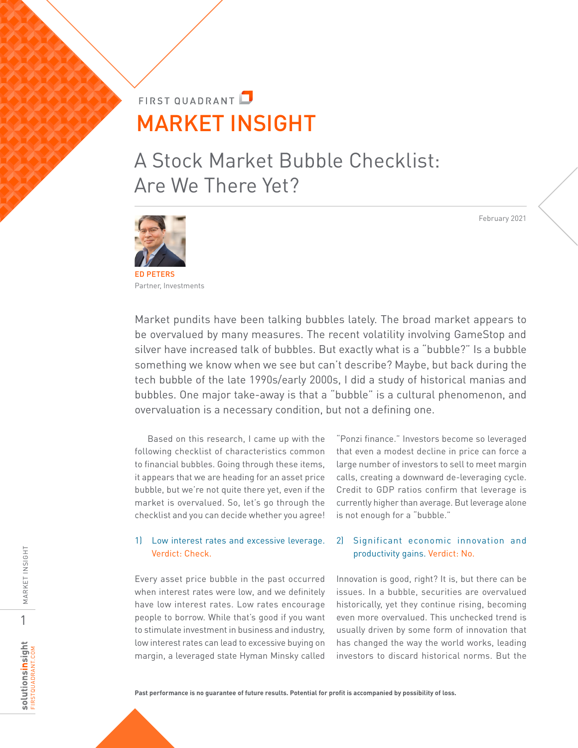FIRST QUADRANT

# MARKET INSIGHT

## A Stock Market Bubble Checklist: Are We There Yet?

February 2021

**ED PETERS**
Partner, Investments

Market pundits have been talking bubbles lately. The broad market appears to be overvalued by many measures. The recent volatility involving GameStop and silver have increased talk of bubbles. But exactly what is a "bubble?" Is a bubble something we know when we see but can't describe? Maybe, but back during the tech bubble of the late 1990s/early 2000s, I did a study of historical manias and bubbles. One major take-away is that a "bubble" is a cultural phenomenon, and overvaluation is a necessary condition, but not a defining one.

Based on this research, I came up with the following checklist of characteristics common to financial bubbles. Going through these items, it appears that we are heading for an asset price bubble, but we're not quite there yet, even if the market is overvalued. So, let's go through the checklist and you can decide whether you agree!

### 1) Low interest rates and excessive leverage. Verdict: Check.

Every asset price bubble in the past occurred when interest rates were low, and we definitely have low interest rates. Low rates encourage people to borrow. While that's good if you want to stimulate investment in business and industry, low interest rates can lead to excessive buying on margin, a leveraged state Hyman Minsky called "Ponzi finance." Investors become so leveraged that even a modest decline in price can force a large number of investors to sell to meet margin calls, creating a downward de-leveraging cycle. Credit to GDP ratios confirm that leverage is currently higher than average. But leverage alone is not enough for a "bubble."

### 2) Significant economic innovation and productivity gains. Verdict: No.

Innovation is good, right? It is, but there can be issues. In a bubble, securities are overvalued historically, yet they continue rising, becoming even more overvalued. This unchecked trend is usually driven by some form of innovation that has changed the way the world works, leading investors to discard historical norms. But the

**Past performance is no guarantee of future results. Potential for profit is accompanied by possibility of loss.**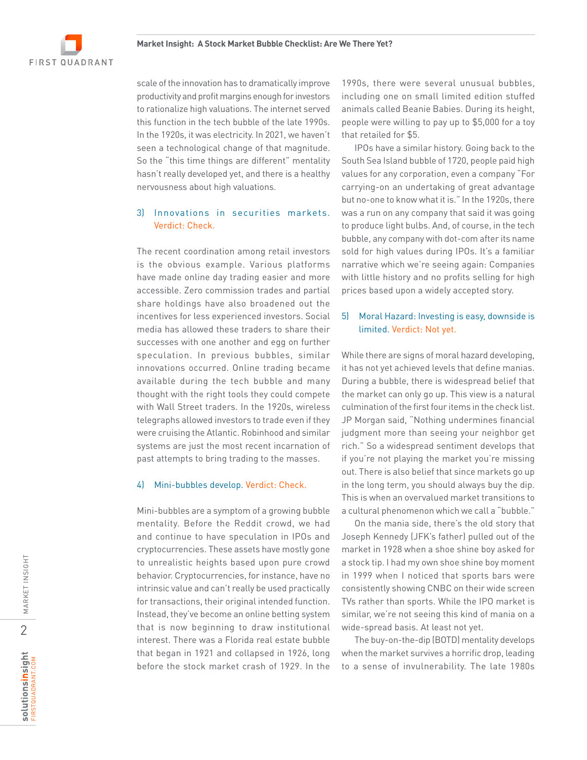scale of the innovation has to dramatically improve productivity and profit margins enough for investors to rationalize high valuations. The internet served this function in the tech bubble of the late 1990s. In the 1920s, it was electricity. In 2021, we haven't seen a technological change of that magnitude. So the "this time things are different" mentality hasn't really developed yet, and there is a healthy nervousness about high valuations.

### 3) Innovations in securities markets. Verdict: Check.

The recent coordination among retail investors is the obvious example. Various platforms have made online day trading easier and more accessible. Zero commission trades and partial share holdings have also broadened out the incentives for less experienced investors. Social media has allowed these traders to share their successes with one another and egg on further speculation. In previous bubbles, similar innovations occurred. Online trading became available during the tech bubble and many thought with the right tools they could compete with Wall Street traders. In the 1920s, wireless telegraphs allowed investors to trade even if they were cruising the Atlantic. Robinhood and similar systems are just the most recent incarnation of past attempts to bring trading to the masses.

### 4) Mini-bubbles develop. Verdict: Check.

Mini-bubbles are a symptom of a growing bubble mentality. Before the Reddit crowd, we had and continue to have speculation in IPOs and cryptocurrencies. These assets have mostly gone to unrealistic heights based upon pure crowd behavior. Cryptocurrencies, for instance, have no intrinsic value and can't really be used practically for transactions, their original intended function. Instead, they've become an online betting system that is now beginning to draw institutional interest. There was a Florida real estate bubble that began in 1921 and collapsed in 1926, long before the stock market crash of 1929. In the 1990s, there were several unusual bubbles, including one on small limited edition stuffed animals called Beanie Babies. During its height, people were willing to pay up to $5,000 for a toy that retailed for $5.

IPOs have a similar history. Going back to the South Sea Island bubble of 1720, people paid high values for any corporation, even a company "For carrying-on an undertaking of great advantage but no-one to know what it is." In the 1920s, there was a run on any company that said it was going to produce light bulbs. And, of course, in the tech bubble, any company with dot-com after its name sold for high values during IPOs. It's a familiar narrative which we're seeing again: Companies with little history and no profits selling for high prices based upon a widely accepted story.

### 5) Moral Hazard: Investing is easy, downside is limited. Verdict: Not yet.

While there are signs of moral hazard developing, it has not yet achieved levels that define manias. During a bubble, there is widespread belief that the market can only go up. This view is a natural culmination of the first four items in the check list. JP Morgan said, "Nothing undermines financial judgment more than seeing your neighbor get rich." So a widespread sentiment develops that if you're not playing the market you're missing out. There is also belief that since markets go up in the long term, you should always buy the dip. This is when an overvalued market transitions to a cultural phenomenon which we call a "bubble."

On the mania side, there's the old story that Joseph Kennedy (JFK's father) pulled out of the market in 1928 when a shoe shine boy asked for a stock tip. I had my own shoe shine boy moment in 1999 when I noticed that sports bars were consistently showing CNBC on their wide screen TVs rather than sports. While the IPO market is similar, we're not seeing this kind of mania on a wide-spread basis. At least not yet.

The buy-on-the-dip (BOTD) mentality develops when the market survives a horrific drop, leading to a sense of invulnerability. The late 1980s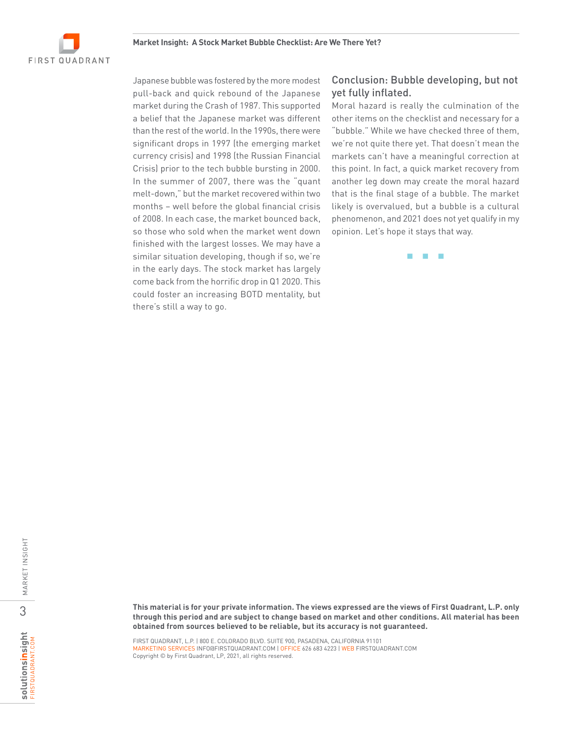Japanese bubble was fostered by the more modest pull-back and quick rebound of the Japanese market during the Crash of 1987. This supported a belief that the Japanese market was different than the rest of the world. In the 1990s, there were significant drops in 1997 (the emerging market currency crisis) and 1998 (the Russian Financial Crisis) prior to the tech bubble bursting in 2000. In the summer of 2007, there was the "quant melt-down," but the market recovered within two months – well before the global financial crisis of 2008. In each case, the market bounced back, so those who sold when the market went down finished with the largest losses. We may have a similar situation developing, though if so, we're in the early days. The stock market has largely come back from the horrific drop in Q1 2020. This could foster an increasing BOTD mentality, but there's still a way to go.

## Conclusion: Bubble developing, but not yet fully inflated.

Moral hazard is really the culmination of the other items on the checklist and necessary for a "bubble." While we have checked three of them, we're not quite there yet. That doesn't mean the markets can't have a meaningful correction at this point. In fact, a quick market recovery from another leg down may create the moral hazard that is the final stage of a bubble. The market likely is overvalued, but a bubble is a cultural phenomenon, and 2021 does not yet qualify in my opinion. Let's hope it stays that way.

**This material is for your private information. The views expressed are the views of First Quadrant, L.P. only through this period and are subject to change based on market and other conditions. All material has been obtained from sources believed to be reliable, but its accuracy is not guaranteed.**

FIRST QUADRANT, L.P. | 800 E. COLORADO BLVD. SUITE 900, PASADENA, CALIFORNIA 91101
MARKETING SERVICES INFO@FIRSTQUADRANT.COM | OFFICE 626 683 4223 | WEB FIRSTQUADRANT.COM
Copyright © by First Quadrant, LP, 2021, all rights reserved.